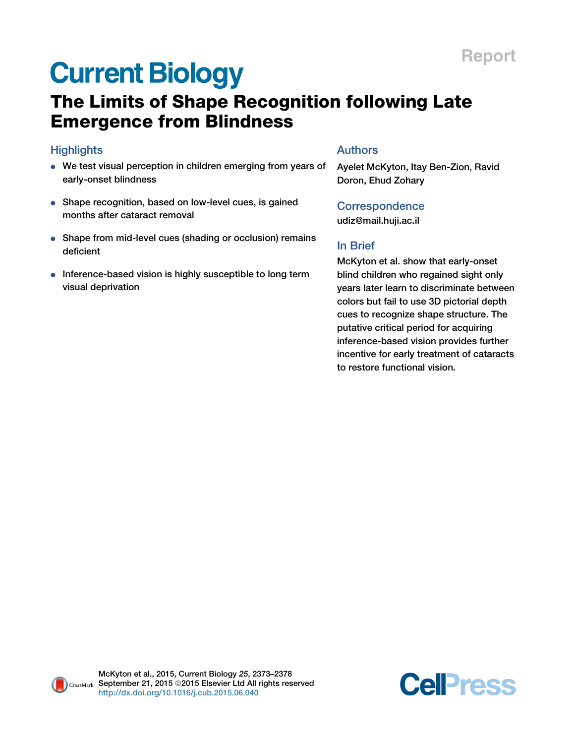Report

# Current Biology

# The Limits of Shape Recognition following Late Emergence from Blindness

## Highlights

- We test visual perception in children emerging from years of early-onset blindness
- Shape recognition, based on low-level cues, is gained months after cataract removal
- Shape from mid-level cues (shading or occlusion) remains deficient
- Inference-based vision is highly susceptible to long term visual deprivation

## Authors

Ayelet McKyton, Itay Ben-Zion, Ravid Doron, Ehud Zohary

## Correspondence

udiz@mail.huji.ac.il

## In Brief

McKyton et al. show that early-onset blind children who regained sight only years later learn to discriminate between colors but fail to use 3D pictorial depth cues to recognize shape structure. The putative critical period for acquiring inference-based vision provides further incentive for early treatment of cataracts to restore functional vision.

McKyton et al., 2015, Current Biology *25*, 2373–2378
September 21, 2015 ©2015 Elsevier Ltd All rights reserved
http://dx.doi.org/10.1016/j.cub.2015.06.040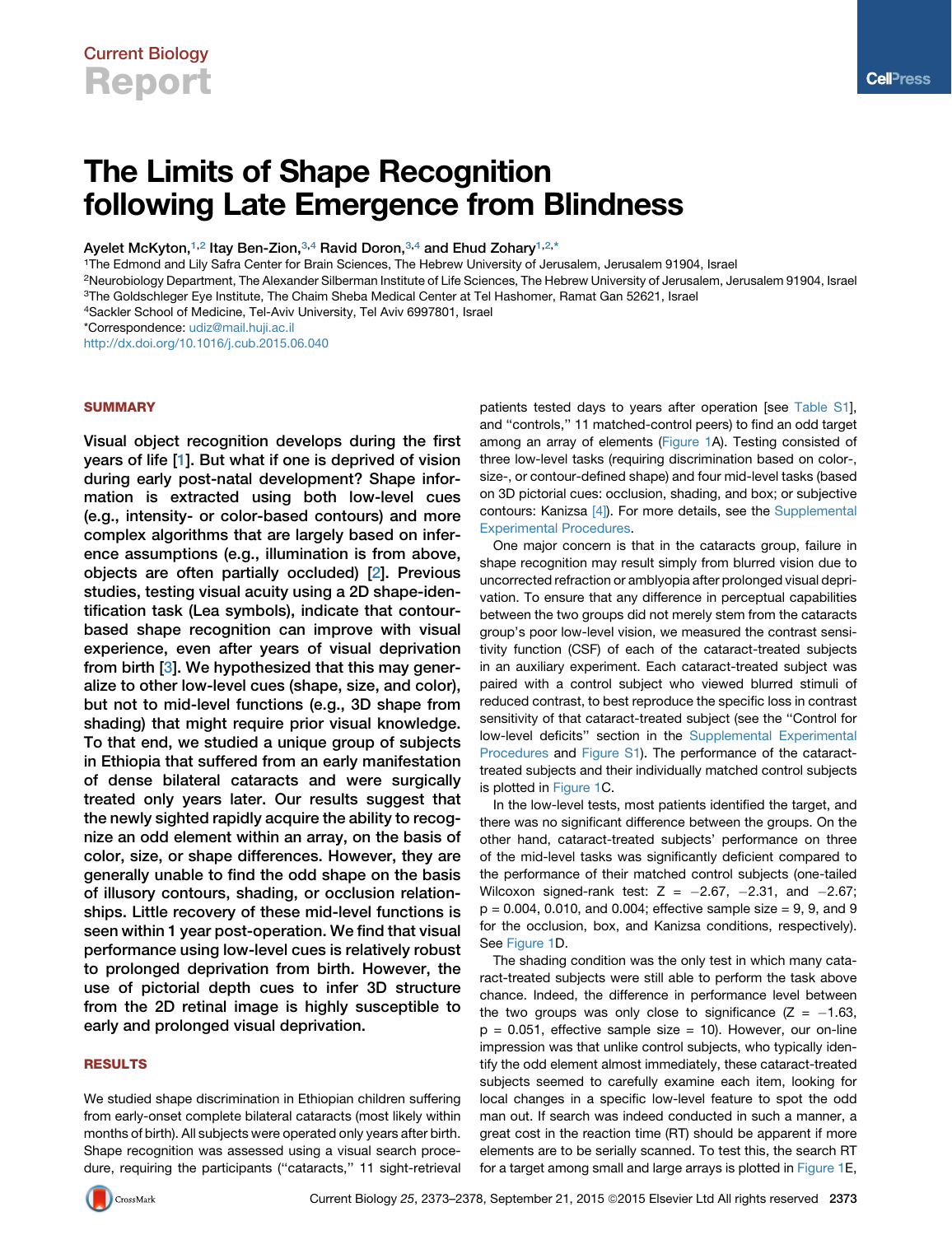Current Biology

Report

# The Limits of Shape Recognition following Late Emergence from Blindness

Ayelet McKyton,[1,2] Itay Ben-Zion,[3,4] Ravid Doron,[3,4] and Ehud Zohary[1,2,*]

[1]The Edmond and Lily Safra Center for Brain Sciences, The Hebrew University of Jerusalem, Jerusalem 91904, Israel
[2]Neurobiology Department, The Alexander Silberman Institute of Life Sciences, The Hebrew University of Jerusalem, Jerusalem 91904, Israel
[3]The Goldschleger Eye Institute, The Chaim Sheba Medical Center at Tel Hashomer, Ramat Gan 52621, Israel
[4]Sackler School of Medicine, Tel-Aviv University, Tel Aviv 6997801, Israel
*Correspondence: udiz@mail.huji.ac.il
http://dx.doi.org/10.1016/j.cub.2015.06.040

## SUMMARY

**Visual object recognition develops during the first years of life [1]. But what if one is deprived of vision during early post-natal development? Shape information is extracted using both low-level cues (e.g., intensity- or color-based contours) and more complex algorithms that are largely based on inference assumptions (e.g., illumination is from above, objects are often partially occluded) [2]. Previous studies, testing visual acuity using a 2D shape-identification task (Lea symbols), indicate that contour-based shape recognition can improve with visual experience, even after years of visual deprivation from birth [3]. We hypothesized that this may generalize to other low-level cues (shape, size, and color), but not to mid-level functions (e.g., 3D shape from shading) that might require prior visual knowledge. To that end, we studied a unique group of subjects in Ethiopia that suffered from an early manifestation of dense bilateral cataracts and were surgically treated only years later. Our results suggest that the newly sighted rapidly acquire the ability to recognize an odd element within an array, on the basis of color, size, or shape differences. However, they are generally unable to find the odd shape on the basis of illusory contours, shading, or occlusion relationships. Little recovery of these mid-level functions is seen within 1 year post-operation. We find that visual performance using low-level cues is relatively robust to prolonged deprivation from birth. However, the use of pictorial depth cues to infer 3D structure from the 2D retinal image is highly susceptible to early and prolonged visual deprivation.**

## RESULTS

We studied shape discrimination in Ethiopian children suffering from early-onset complete bilateral cataracts (most likely within months of birth). All subjects were operated only years after birth. Shape recognition was assessed using a visual search procedure, requiring the participants ("cataracts," 11 sight-retrieval patients tested days to years after operation [see Table S1], and "controls," 11 matched-control peers) to find an odd target among an array of elements (Figure 1A). Testing consisted of three low-level tasks (requiring discrimination based on color-, size-, or contour-defined shape) and four mid-level tasks (based on 3D pictorial cues: occlusion, shading, and box; or subjective contours: Kanizsa [4]). For more details, see the Supplemental Experimental Procedures.

One major concern is that in the cataracts group, failure in shape recognition may result simply from blurred vision due to uncorrected refraction or amblyopia after prolonged visual deprivation. To ensure that any difference in perceptual capabilities between the two groups did not merely stem from the cataracts group's poor low-level vision, we measured the contrast sensitivity function (CSF) of each of the cataract-treated subjects in an auxiliary experiment. Each cataract-treated subject was paired with a control subject who viewed blurred stimuli of reduced contrast, to best reproduce the specific loss in contrast sensitivity of that cataract-treated subject (see the "Control for low-level deficits" section in the Supplemental Experimental Procedures and Figure S1). The performance of the cataract-treated subjects and their individually matched control subjects is plotted in Figure 1C.

In the low-level tests, most patients identified the target, and there was no significant difference between the groups. On the other hand, cataract-treated subjects' performance on three of the mid-level tasks was significantly deficient compared to the performance of their matched control subjects (one-tailed Wilcoxon signed-rank test: $Z = -2.67$, $-2.31$, and $-2.67$; $p = 0.004$, $0.010$, and $0.004$; effective sample size = 9, 9, and 9 for the occlusion, box, and Kanizsa conditions, respectively). See Figure 1D.

The shading condition was the only test in which many cataract-treated subjects were still able to perform the task above chance. Indeed, the difference in performance level between the two groups was only close to significance ($Z = -1.63$, $p = 0.051$, effective sample size = 10). However, our on-line impression was that unlike control subjects, who typically identify the odd element almost immediately, these cataract-treated subjects seemed to carefully examine each item, looking for local changes in a specific low-level feature to spot the odd man out. If search was indeed conducted in such a manner, a great cost in the reaction time (RT) should be apparent if more elements are to be serially scanned. To test this, the search RT for a target among small and large arrays is plotted in Figure 1E,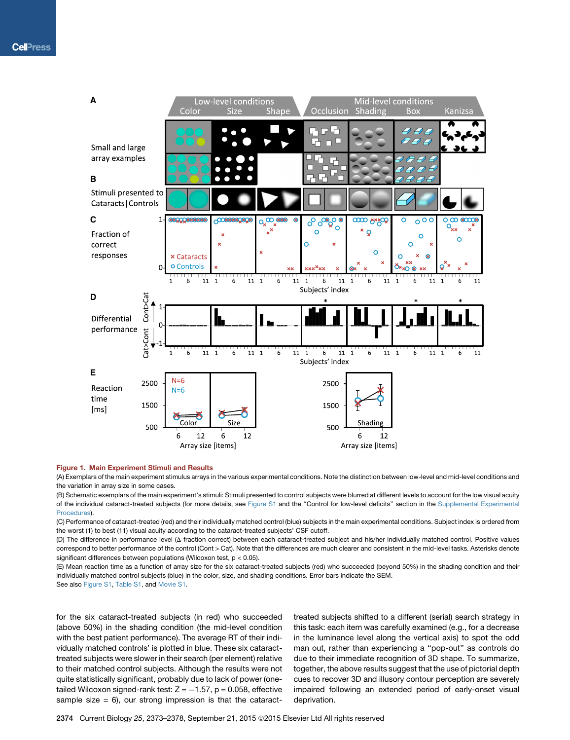**Figure 1. Main Experiment Stimuli and Results**

(A) Exemplars of the main experiment stimulus arrays in the various experimental conditions. Note the distinction between low-level and mid-level conditions and the variation in array size in some cases.

(B) Schematic exemplars of the main experiment's stimuli: Stimuli presented to control subjects were blurred at different levels to account for the low visual acuity of the individual cataract-treated subjects (for more details, see Figure S1 and the "Control for low-level deficits" section in the Supplemental Experimental Procedures).

(C) Performance of cataract-treated (red) and their individually matched control (blue) subjects in the main experimental conditions. Subject index is ordered from the worst (1) to best (11) visual acuity according to the cataract-treated subjects' CSF cutoff.

(D) The difference in performance level (Δ fraction correct) between each cataract-treated subject and his/her individually matched control. Positive values correspond to better performance of the control (Cont > Cat). Note that the differences are much clearer and consistent in the mid-level tasks. Asterisks denote significant differences between populations (Wilcoxon test, $p < 0.05$).

(E) Mean reaction time as a function of array size for the six cataract-treated subjects (red) who succeeded (beyond 50%) in the shading condition and their individually matched control subjects (blue) in the color, size, and shading conditions. Error bars indicate the SEM.

See also Figure S1, Table S1, and Movie S1.

for the six cataract-treated subjects (in red) who succeeded (above 50%) in the shading condition (the mid-level condition with the best patient performance). The average RT of their individually matched controls' is plotted in blue. These six cataract-treated subjects were slower in their search (per element) relative to their matched control subjects. Although the results were not quite statistically significant, probably due to lack of power (one-tailed Wilcoxon signed-rank test: $Z = -1.57$, $p = 0.058$, effective sample size = 6), our strong impression is that the cataract-treated subjects shifted to a different (serial) search strategy in this task: each item was carefully examined (e.g., for a decrease in the luminance level along the vertical axis) to spot the odd man out, rather than experiencing a "pop-out" as controls do due to their immediate recognition of 3D shape. To summarize, together, the above results suggest that the use of pictorial depth cues to recover 3D shape and illusory contour perception are severely impaired following an extended period of early-onset visual deprivation.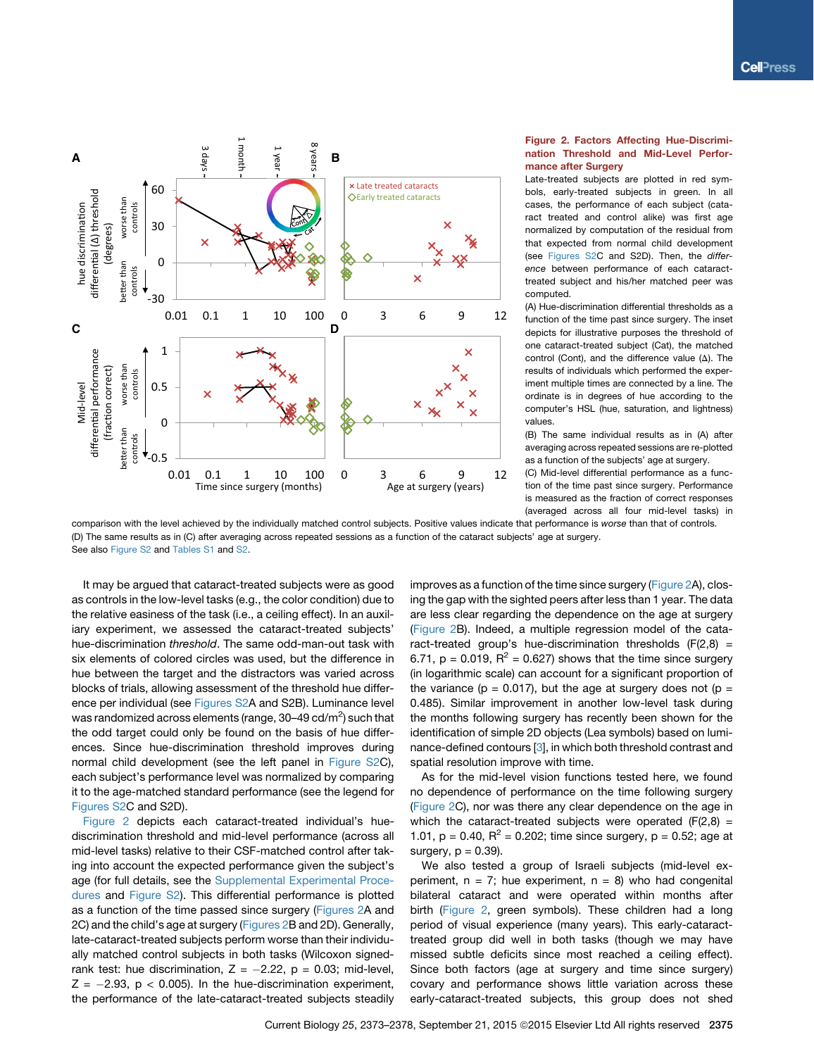**Figure 2. Factors Affecting Hue-Discrimination Threshold and Mid-Level Performance after Surgery**

Late-treated subjects are plotted in red symbols, early-treated subjects in green. In all cases, the performance of each subject (cataract treated and control alike) was first age normalized by computation of the residual from that expected from normal child development (see Figures S2C and S2D). Then, the *difference* between performance of each cataract-treated subject and his/her matched peer was computed.

(A) Hue-discrimination differential thresholds as a function of the time past since surgery. The inset depicts for illustrative purposes the threshold of one cataract-treated subject (Cat), the matched control (Cont), and the difference value (Δ). The results of individuals which performed the experiment multiple times are connected by a line. The ordinate is in degrees of hue according to the computer's HSL (hue, saturation, and lightness) values.

(B) The same individual results as in (A) after averaging across repeated sessions are re-plotted as a function of the subjects' age at surgery.

(C) Mid-level differential performance as a function of the time past since surgery. Performance is measured as the fraction of correct responses (averaged across all four mid-level tasks) in comparison with the level achieved by the individually matched control subjects. Positive values indicate that performance is *worse* than that of controls.

(D) The same results as in (C) after averaging across repeated sessions as a function of the cataract subjects' age at surgery.

See also Figure S2 and Tables S1 and S2.

It may be argued that cataract-treated subjects were as good as controls in the low-level tasks (e.g., the color condition) due to the relative easiness of the task (i.e., a ceiling effect). In an auxiliary experiment, we assessed the cataract-treated subjects' hue-discrimination *threshold*. The same odd-man-out task with six elements of colored circles was used, but the difference in hue between the target and the distractors was varied across blocks of trials, allowing assessment of the threshold hue difference per individual (see Figures S2A and S2B). Luminance level was randomized across elements (range, 30–49 cd/m$^2$) such that the odd target could only be found on the basis of hue differences. Since hue-discrimination threshold improves during normal child development (see the left panel in Figure S2C), each subject's performance level was normalized by comparing it to the age-matched standard performance (see the legend for Figures S2C and S2D).

Figure 2 depicts each cataract-treated individual's hue-discrimination threshold and mid-level performance (across all mid-level tasks) relative to their CSF-matched control after taking into account the expected performance given the subject's age (for full details, see the Supplemental Experimental Procedures and Figure S2). This differential performance is plotted as a function of the time passed since surgery (Figures 2A and 2C) and the child's age at surgery (Figures 2B and 2D). Generally, late-cataract-treated subjects perform worse than their individually matched control subjects in both tasks (Wilcoxon signed-rank test: hue discrimination, $Z = -2.22$, $p = 0.03$; mid-level, $Z = -2.93$, $p < 0.005$). In the hue-discrimination experiment, the performance of the late-cataract-treated subjects steadily improves as a function of the time since surgery (Figure 2A), closing the gap with the sighted peers after less than 1 year. The data are less clear regarding the dependence on the age at surgery (Figure 2B). Indeed, a multiple regression model of the cataract-treated group's hue-discrimination thresholds ($F(2,8) = 6.71$, $p = 0.019$, $R^2 = 0.627$) shows that the time since surgery (in logarithmic scale) can account for a significant proportion of the variance ($p = 0.017$), but the age at surgery does not ($p = 0.485$). Similar improvement in another low-level task during the months following surgery has recently been shown for the identification of simple 2D objects (Lea symbols) based on luminance-defined contours [3], in which both threshold contrast and spatial resolution improve with time.

As for the mid-level vision functions tested here, we found no dependence of performance on the time following surgery (Figure 2C), nor was there any clear dependence on the age in which the cataract-treated subjects were operated ($F(2,8) = 1.01$, $p = 0.40$, $R^2 = 0.202$; time since surgery, $p = 0.52$; age at surgery, $p = 0.39$).

We also tested a group of Israeli subjects (mid-level experiment, $n = 7$; hue experiment, $n = 8$) who had congenital bilateral cataract and were operated within months after birth (Figure 2, green symbols). These children had a long period of visual experience (many years). This early-cataract-treated group did well in both tasks (though we may have missed subtle deficits since most reached a ceiling effect). Since both factors (age at surgery and time since surgery) covary and performance shows little variation across these early-cataract-treated subjects, this group does not shed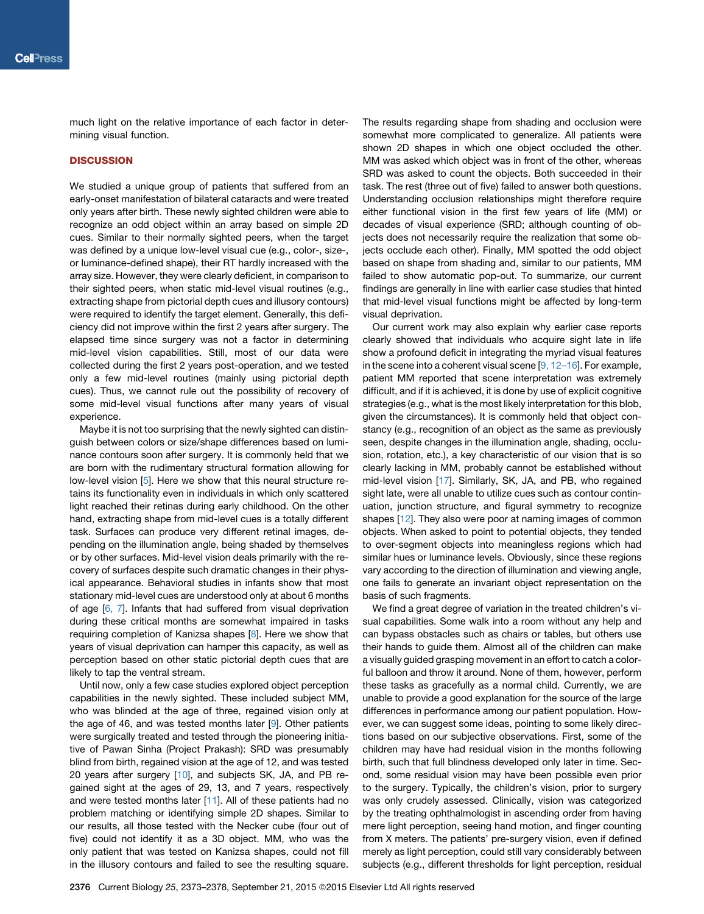much light on the relative importance of each factor in determining visual function.

## DISCUSSION

We studied a unique group of patients that suffered from an early-onset manifestation of bilateral cataracts and were treated only years after birth. These newly sighted children were able to recognize an odd object within an array based on simple 2D cues. Similar to their normally sighted peers, when the target was defined by a unique low-level visual cue (e.g., color-, size-, or luminance-defined shape), their RT hardly increased with the array size. However, they were clearly deficient, in comparison to their sighted peers, when static mid-level visual routines (e.g., extracting shape from pictorial depth cues and illusory contours) were required to identify the target element. Generally, this deficiency did not improve within the first 2 years after surgery. The elapsed time since surgery was not a factor in determining mid-level vision capabilities. Still, most of our data were collected during the first 2 years post-operation, and we tested only a few mid-level routines (mainly using pictorial depth cues). Thus, we cannot rule out the possibility of recovery of some mid-level visual functions after many years of visual experience.

Maybe it is not too surprising that the newly sighted can distinguish between colors or size/shape differences based on luminance contours soon after surgery. It is commonly held that we are born with the rudimentary structural formation allowing for low-level vision [5]. Here we show that this neural structure retains its functionality even in individuals in which only scattered light reached their retinas during early childhood. On the other hand, extracting shape from mid-level cues is a totally different task. Surfaces can produce very different retinal images, depending on the illumination angle, being shaded by themselves or by other surfaces. Mid-level vision deals primarily with the recovery of surfaces despite such dramatic changes in their physical appearance. Behavioral studies in infants show that most stationary mid-level cues are understood only at about 6 months of age [6, 7]. Infants that had suffered from visual deprivation during these critical months are somewhat impaired in tasks requiring completion of Kanizsa shapes [8]. Here we show that years of visual deprivation can hamper this capacity, as well as perception based on other static pictorial depth cues that are likely to tap the ventral stream.

Until now, only a few case studies explored object perception capabilities in the newly sighted. These included subject MM, who was blinded at the age of three, regained vision only at the age of 46, and was tested months later [9]. Other patients were surgically treated and tested through the pioneering initiative of Pawan Sinha (Project Prakash): SRD was presumably blind from birth, regained vision at the age of 12, and was tested 20 years after surgery [10], and subjects SK, JA, and PB regained sight at the ages of 29, 13, and 7 years, respectively and were tested months later [11]. All of these patients had no problem matching or identifying simple 2D shapes. Similar to our results, all those tested with the Necker cube (four out of five) could not identify it as a 3D object. MM, who was the only patient that was tested on Kanizsa shapes, could not fill in the illusory contours and failed to see the resulting square. The results regarding shape from shading and occlusion were somewhat more complicated to generalize. All patients were shown 2D shapes in which one object occluded the other. MM was asked which object was in front of the other, whereas SRD was asked to count the objects. Both succeeded in their task. The rest (three out of five) failed to answer both questions. Understanding occlusion relationships might therefore require either functional vision in the first few years of life (MM) or decades of visual experience (SRD; although counting of objects does not necessarily require the realization that some objects occlude each other). Finally, MM spotted the odd object based on shape from shading and, similar to our patients, MM failed to show automatic pop-out. To summarize, our current findings are generally in line with earlier case studies that hinted that mid-level visual functions might be affected by long-term visual deprivation.

Our current work may also explain why earlier case reports clearly showed that individuals who acquire sight late in life show a profound deficit in integrating the myriad visual features in the scene into a coherent visual scene [9, 12–16]. For example, patient MM reported that scene interpretation was extremely difficult, and if it is achieved, it is done by use of explicit cognitive strategies (e.g., what is the most likely interpretation for this blob, given the circumstances). It is commonly held that object constancy (e.g., recognition of an object as the same as previously seen, despite changes in the illumination angle, shading, occlusion, rotation, etc.), a key characteristic of our vision that is so clearly lacking in MM, probably cannot be established without mid-level vision [17]. Similarly, SK, JA, and PB, who regained sight late, were all unable to utilize cues such as contour continuation, junction structure, and figural symmetry to recognize shapes [12]. They also were poor at naming images of common objects. When asked to point to potential objects, they tended to over-segment objects into meaningless regions which had similar hues or luminance levels. Obviously, since these regions vary according to the direction of illumination and viewing angle, one fails to generate an invariant object representation on the basis of such fragments.

We find a great degree of variation in the treated children's visual capabilities. Some walk into a room without any help and can bypass obstacles such as chairs or tables, but others use their hands to guide them. Almost all of the children can make a visually guided grasping movement in an effort to catch a colorful balloon and throw it around. None of them, however, perform these tasks as gracefully as a normal child. Currently, we are unable to provide a good explanation for the source of the large differences in performance among our patient population. However, we can suggest some ideas, pointing to some likely directions based on our subjective observations. First, some of the children may have had residual vision in the months following birth, such that full blindness developed only later in time. Second, some residual vision may have been possible even prior to the surgery. Typically, the children's vision, prior to surgery was only crudely assessed. Clinically, vision was categorized by the treating ophthalmologist in ascending order from having mere light perception, seeing hand motion, and finger counting from X meters. The patients' pre-surgery vision, even if defined merely as light perception, could still vary considerably between subjects (e.g., different thresholds for light perception, residual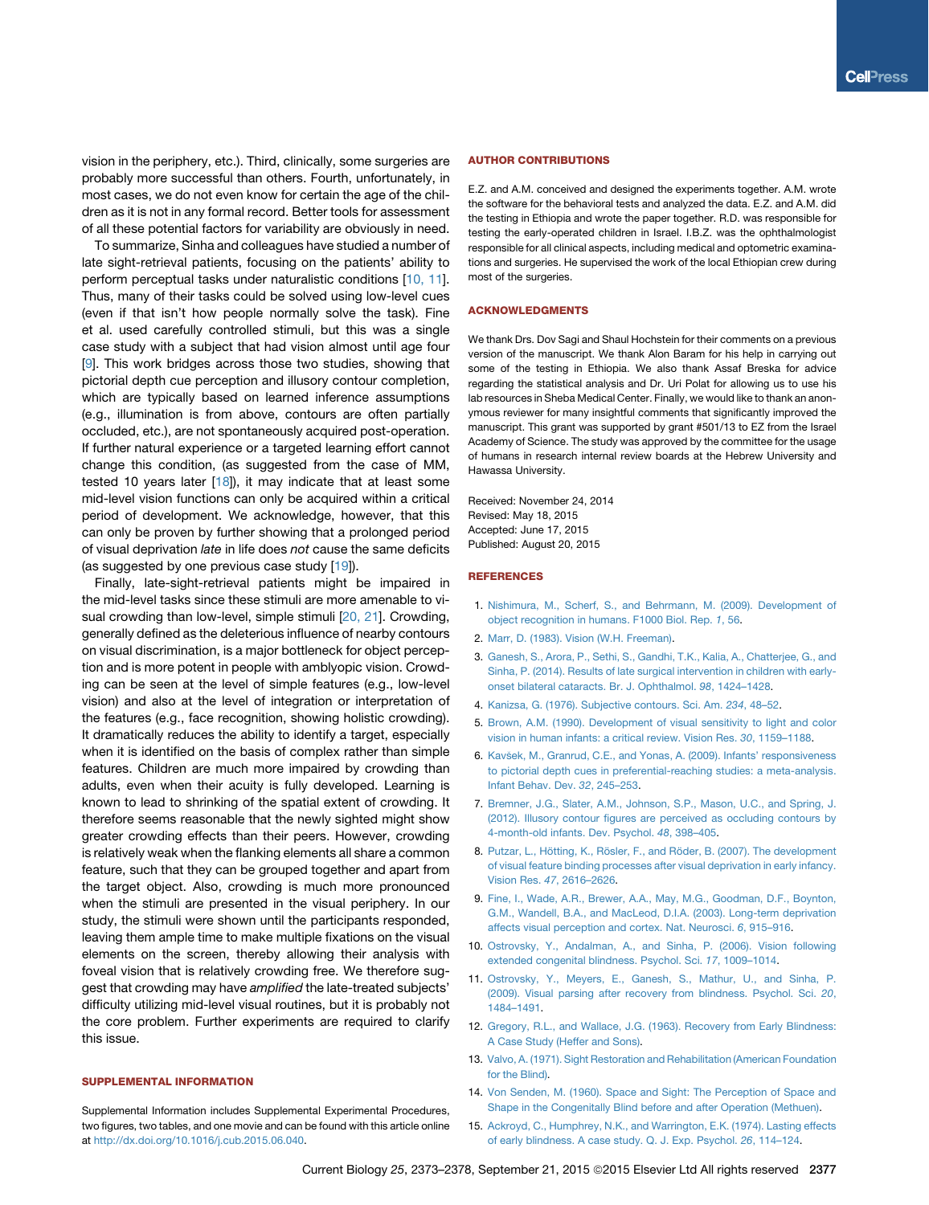vision in the periphery, etc.). Third, clinically, some surgeries are probably more successful than others. Fourth, unfortunately, in most cases, we do not even know for certain the age of the children as it is not in any formal record. Better tools for assessment of all these potential factors for variability are obviously in need.

To summarize, Sinha and colleagues have studied a number of late sight-retrieval patients, focusing on the patients' ability to perform perceptual tasks under naturalistic conditions [10, 11]. Thus, many of their tasks could be solved using low-level cues (even if that isn't how people normally solve the task). Fine et al. used carefully controlled stimuli, but this was a single case study with a subject that had vision almost until age four [9]. This work bridges across those two studies, showing that pictorial depth cue perception and illusory contour completion, which are typically based on learned inference assumptions (e.g., illumination is from above, contours are often partially occluded, etc.), are not spontaneously acquired post-operation. If further natural experience or a targeted learning effort cannot change this condition, (as suggested from the case of MM, tested 10 years later [18]), it may indicate that at least some mid-level vision functions can only be acquired within a critical period of development. We acknowledge, however, that this can only be proven by further showing that a prolonged period of visual deprivation *late* in life does *not* cause the same deficits (as suggested by one previous case study [19]).

Finally, late-sight-retrieval patients might be impaired in the mid-level tasks since these stimuli are more amenable to visual crowding than low-level, simple stimuli [20, 21]. Crowding, generally defined as the deleterious influence of nearby contours on visual discrimination, is a major bottleneck for object perception and is more potent in people with amblyopic vision. Crowding can be seen at the level of simple features (e.g., low-level vision) and also at the level of integration or interpretation of the features (e.g., face recognition, showing holistic crowding). It dramatically reduces the ability to identify a target, especially when it is identified on the basis of complex rather than simple features. Children are much more impaired by crowding than adults, even when their acuity is fully developed. Learning is known to lead to shrinking of the spatial extent of crowding. It therefore seems reasonable that the newly sighted might show greater crowding effects than their peers. However, crowding is relatively weak when the flanking elements all share a common feature, such that they can be grouped together and apart from the target object. Also, crowding is much more pronounced when the stimuli are presented in the visual periphery. In our study, the stimuli were shown until the participants responded, leaving them ample time to make multiple fixations on the visual elements on the screen, thereby allowing their analysis with foveal vision that is relatively crowding free. We therefore suggest that crowding may have *amplified* the late-treated subjects' difficulty utilizing mid-level visual routines, but it is probably not the core problem. Further experiments are required to clarify this issue.

## SUPPLEMENTAL INFORMATION

Supplemental Information includes Supplemental Experimental Procedures, two figures, two tables, and one movie and can be found with this article online at http://dx.doi.org/10.1016/j.cub.2015.06.040.

## AUTHOR CONTRIBUTIONS

E.Z. and A.M. conceived and designed the experiments together. A.M. wrote the software for the behavioral tests and analyzed the data. E.Z. and A.M. did the testing in Ethiopia and wrote the paper together. R.D. was responsible for testing the early-operated children in Israel. I.B.Z. was the ophthalmologist responsible for all clinical aspects, including medical and optometric examinations and surgeries. He supervised the work of the local Ethiopian crew during most of the surgeries.

## ACKNOWLEDGMENTS

We thank Drs. Dov Sagi and Shaul Hochstein for their comments on a previous version of the manuscript. We thank Alon Baram for his help in carrying out some of the testing in Ethiopia. We also thank Assaf Breska for advice regarding the statistical analysis and Dr. Uri Polat for allowing us to use his lab resources in Sheba Medical Center. Finally, we would like to thank an anonymous reviewer for many insightful comments that significantly improved the manuscript. This grant was supported by grant #501/13 to EZ from the Israel Academy of Science. The study was approved by the committee for the usage of humans in research internal review boards at the Hebrew University and Hawassa University.

Received: November 24, 2014
Revised: May 18, 2015
Accepted: June 17, 2015
Published: August 20, 2015

## REFERENCES

1. Nishimura, M., Scherf, S., and Behrmann, M. (2009). Development of object recognition in humans. F1000 Biol. Rep. *1*, 56.
2. Marr, D. (1983). Vision (W.H. Freeman).
3. Ganesh, S., Arora, P., Sethi, S., Gandhi, T.K., Kalia, A., Chatterjee, G., and Sinha, P. (2014). Results of late surgical intervention in children with early-onset bilateral cataracts. Br. J. Ophthalmol. *98*, 1424–1428.
4. Kanizsa, G. (1976). Subjective contours. Sci. Am. *234*, 48–52.
5. Brown, A.M. (1990). Development of visual sensitivity to light and color vision in human infants: a critical review. Vision Res. *30*, 1159–1188.
6. Kavšek, M., Granrud, C.E., and Yonas, A. (2009). Infants' responsiveness to pictorial depth cues in preferential-reaching studies: a meta-analysis. Infant Behav. Dev. *32*, 245–253.
7. Bremner, J.G., Slater, A.M., Johnson, S.P., Mason, U.C., and Spring, J. (2012). Illusory contour figures are perceived as occluding contours by 4-month-old infants. Dev. Psychol. *48*, 398–405.
8. Putzar, L., Hötting, K., Rösler, F., and Röder, B. (2007). The development of visual feature binding processes after visual deprivation in early infancy. Vision Res. *47*, 2616–2626.
9. Fine, I., Wade, A.R., Brewer, A.A., May, M.G., Goodman, D.F., Boynton, G.M., Wandell, B.A., and MacLeod, D.I.A. (2003). Long-term deprivation affects visual perception and cortex. Nat. Neurosci. *6*, 915–916.
10. Ostrovsky, Y., Andalman, A., and Sinha, P. (2006). Vision following extended congenital blindness. Psychol. Sci. *17*, 1009–1014.
11. Ostrovsky, Y., Meyers, E., Ganesh, S., Mathur, U., and Sinha, P. (2009). Visual parsing after recovery from blindness. Psychol. Sci. *20*, 1484–1491.
12. Gregory, R.L., and Wallace, J.G. (1963). Recovery from Early Blindness: A Case Study (Heffer and Sons).
13. Valvo, A. (1971). Sight Restoration and Rehabilitation (American Foundation for the Blind).
14. Von Senden, M. (1960). Space and Sight: The Perception of Space and Shape in the Congenitally Blind before and after Operation (Methuen).
15. Ackroyd, C., Humphrey, N.K., and Warrington, E.K. (1974). Lasting effects of early blindness. A case study. Q. J. Exp. Psychol. *26*, 114–124.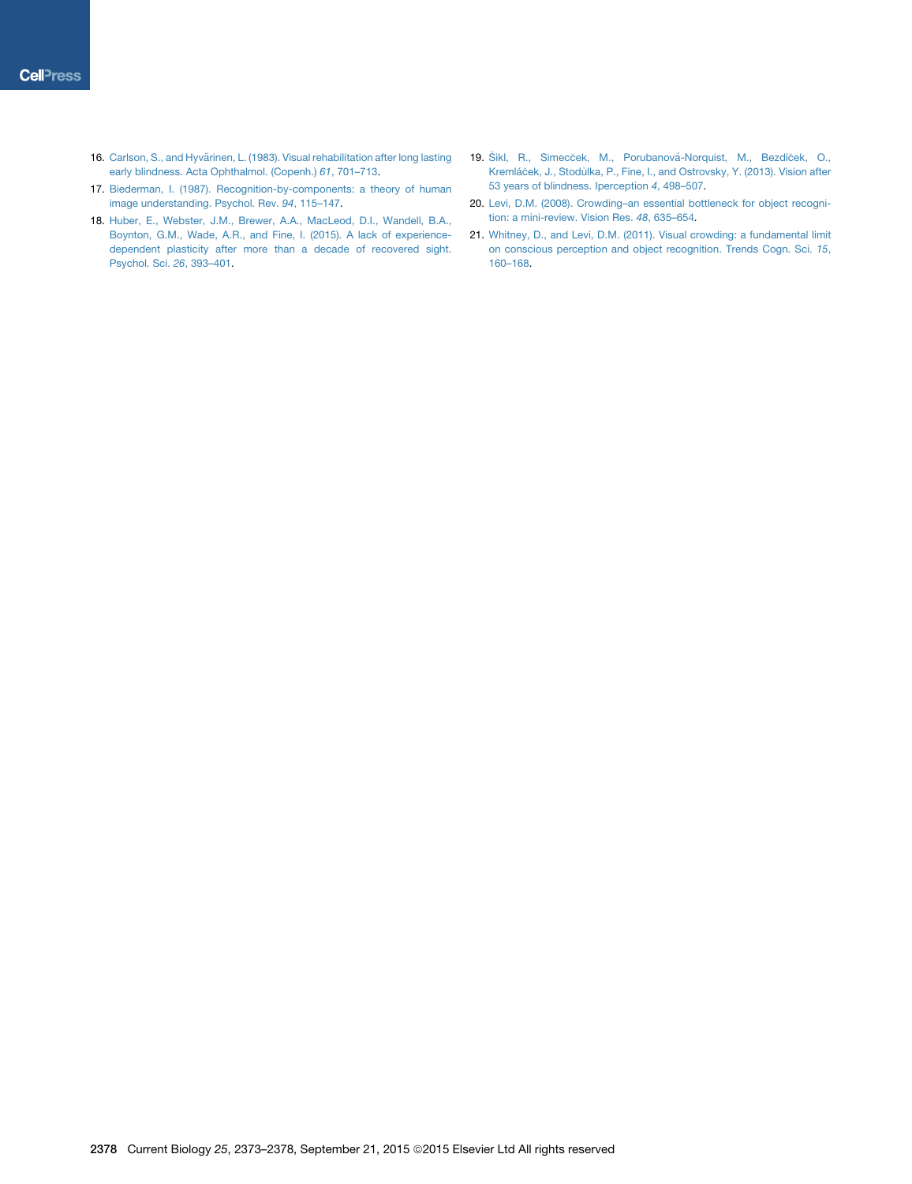16. Carlson, S., and Hyvärinen, L. (1983). Visual rehabilitation after long lasting early blindness. Acta Ophthalmol. (Copenh.) *61*, 701–713.
17. Biederman, I. (1987). Recognition-by-components: a theory of human image understanding. Psychol. Rev. *94*, 115–147.
18. Huber, E., Webster, J.M., Brewer, A.A., MacLeod, D.I., Wandell, B.A., Boynton, G.M., Wade, A.R., and Fine, I. (2015). A lack of experience-dependent plasticity after more than a decade of recovered sight. Psychol. Sci. *26*, 393–401.
19. Šikl, R., Simecček, M., Porubanová-Norquist, M., Bezdíček, O., Kremláček, J., Stodůlka, P., Fine, I., and Ostrovsky, Y. (2013). Vision after 53 years of blindness. Iperception *4*, 498–507.
20. Levi, D.M. (2008). Crowding–an essential bottleneck for object recognition: a mini-review. Vision Res. *48*, 635–654.
21. Whitney, D., and Levi, D.M. (2011). Visual crowding: a fundamental limit on conscious perception and object recognition. Trends Cogn. Sci. *15*, 160–168.